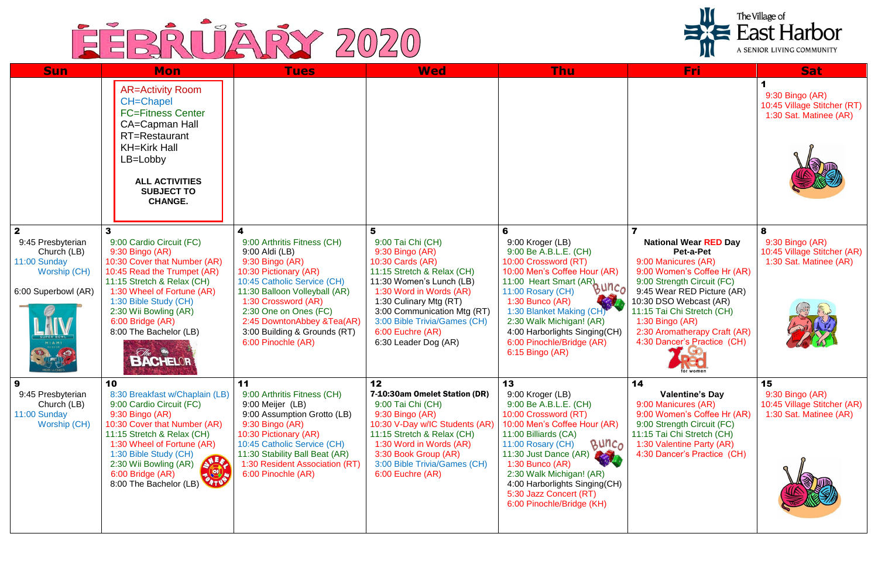# FEBRUARY 2020

The Village of East Harbor
A SENIOR LIVING COMMUNITY

| Sun | Mon | Tues | Wed | Thu | Fri | Sat |
|---|---|---|---|---|---|---|
| | AR=Activity Room<br>CH=Chapel<br>FC=Fitness Center<br>CA=Capman Hall<br>RT=Restaurant<br>KH=Kirk Hall<br>LB=Lobby<br><br>**ALL ACTIVITIES SUBJECT TO CHANGE.** | | | | | **1**<br>9:30 Bingo (AR)<br>10:45 Village Stitcher (RT)<br>1:30 Sat. Matinee (AR) |
| **2**<br>9:45 Presbyterian Church (LB)<br>11:00 Sunday Worship (CH)<br><br>6:00 Superbowl (AR) | **3**<br>9:00 Cardio Circuit (FC)<br>9:30 Bingo (AR)<br>10:30 Cover that Number (AR)<br>10:45 Read the Trumpet (AR)<br>11:15 Stretch & Relax (CH)<br>1:30 Wheel of Fortune (AR)<br>1:30 Bible Study (CH)<br>2:30 Wii Bowling (AR)<br>6:00 Bridge (AR)<br>8:00 The Bachelor (LB) | **4**<br>9:00 Arthritis Fitness (CH)<br>9:00 Aldi (LB)<br>9:30 Bingo (AR)<br>10:30 Pictionary (AR)<br>10:45 Catholic Service (CH)<br>11:30 Balloon Volleyball (AR)<br>1:30 Crossword (AR)<br>2:30 One on Ones (FC)<br>2:45 DowntonAbbey &Tea(AR)<br>3:00 Building & Grounds (RT)<br>6:00 Pinochle (AR) | **5**<br>9:00 Tai Chi (CH)<br>9:30 Bingo (AR)<br>10:30 Cards (AR)<br>11:15 Stretch & Relax (CH)<br>11:30 Women's Lunch (LB)<br>1:30 Word in Words (AR)<br>1:30 Culinary Mtg (RT)<br>3:00 Communication Mtg (RT)<br>3:00 Bible Trivia/Games (CH)<br>6:00 Euchre (AR)<br>6:30 Leader Dog (AR) | **6**<br>9:00 Kroger (LB)<br>9:00 Be A.B.L.E. (CH)<br>10:00 Crossword (RT)<br>10:00 Men's Coffee Hour (AR)<br>11:00 Heart Smart (AR)<br>11:00 Rosary (CH)<br>1:30 Bunco (AR)<br>1:30 Blanket Making (CH)<br>2:30 Walk Michigan! (AR)<br>4:00 Harborlights Singing(CH)<br>6:00 Pinochle/Bridge (AR)<br>6:15 Bingo (AR) | **7**<br>**National Wear RED Day**<br>**Pet-a-Pet**<br>9:00 Manicures (AR)<br>9:00 Women's Coffee Hr (AR)<br>9:00 Strength Circuit (FC)<br>9:45 Wear RED Picture (AR)<br>10:30 DSO Webcast (AR)<br>11:15 Tai Chi Stretch (CH)<br>1:30 Bingo (AR)<br>2:30 Aromatherapy Craft (AR)<br>4:30 Dancer's Practice (CH) | **8**<br>9:30 Bingo (AR)<br>10:45 Village Stitcher (AR)<br>1:30 Sat. Matinee (AR) |
| **9**<br>9:45 Presbyterian Church (LB)<br>11:00 Sunday Worship (CH) | **10**<br>8:30 Breakfast w/Chaplain (LB)<br>9:00 Cardio Circuit (FC)<br>9:30 Bingo (AR)<br>10:30 Cover that Number (AR)<br>11:15 Stretch & Relax (CH)<br>1:30 Wheel of Fortune (AR)<br>1:30 Bible Study (CH)<br>2:30 Wii Bowling (AR)<br>6:00 Bridge (AR)<br>8:00 The Bachelor (LB) | **11**<br>9:00 Arthritis Fitness (CH)<br>9:00 Meijer (LB)<br>9:00 Assumption Grotto (LB)<br>9:30 Bingo (AR)<br>10:30 Pictionary (AR)<br>10:45 Catholic Service (CH)<br>11:30 Stability Ball Beat (AR)<br>1:30 Resident Association (RT)<br>6:00 Pinochle (AR) | **12**<br>**7-10:30am Omelet Station (DR)**<br>9:00 Tai Chi (CH)<br>9:30 Bingo (AR)<br>10:30 V-Day w/IC Students (AR)<br>11:15 Stretch & Relax (CH)<br>1:30 Word in Words (AR)<br>3:30 Book Group (AR)<br>3:00 Bible Trivia/Games (CH)<br>6:00 Euchre (AR) | **13**<br>9:00 Kroger (LB)<br>9:00 Be A.B.L.E. (CH)<br>10:00 Crossword (RT)<br>10:00 Men's Coffee Hour (AR)<br>11:00 Billiards (CA)<br>11:00 Rosary (CH)<br>11:30 Just Dance (AR)<br>1:30 Bunco (AR)<br>2:30 Walk Michigan! (AR)<br>4:00 Harborlights Singing(CH)<br>5:30 Jazz Concert (RT)<br>6:00 Pinochle/Bridge (KH) | **14**<br>**Valentine's Day**<br>9:00 Manicures (AR)<br>9:00 Women's Coffee Hr (AR)<br>9:00 Strength Circuit (FC)<br>11:15 Tai Chi Stretch (CH)<br>1:30 Valentine Party (AR)<br>4:30 Dancer's Practice (CH) | **15**<br>9:30 Bingo (AR)<br>10:45 Village Stitcher (AR)<br>1:30 Sat. Matinee (AR) |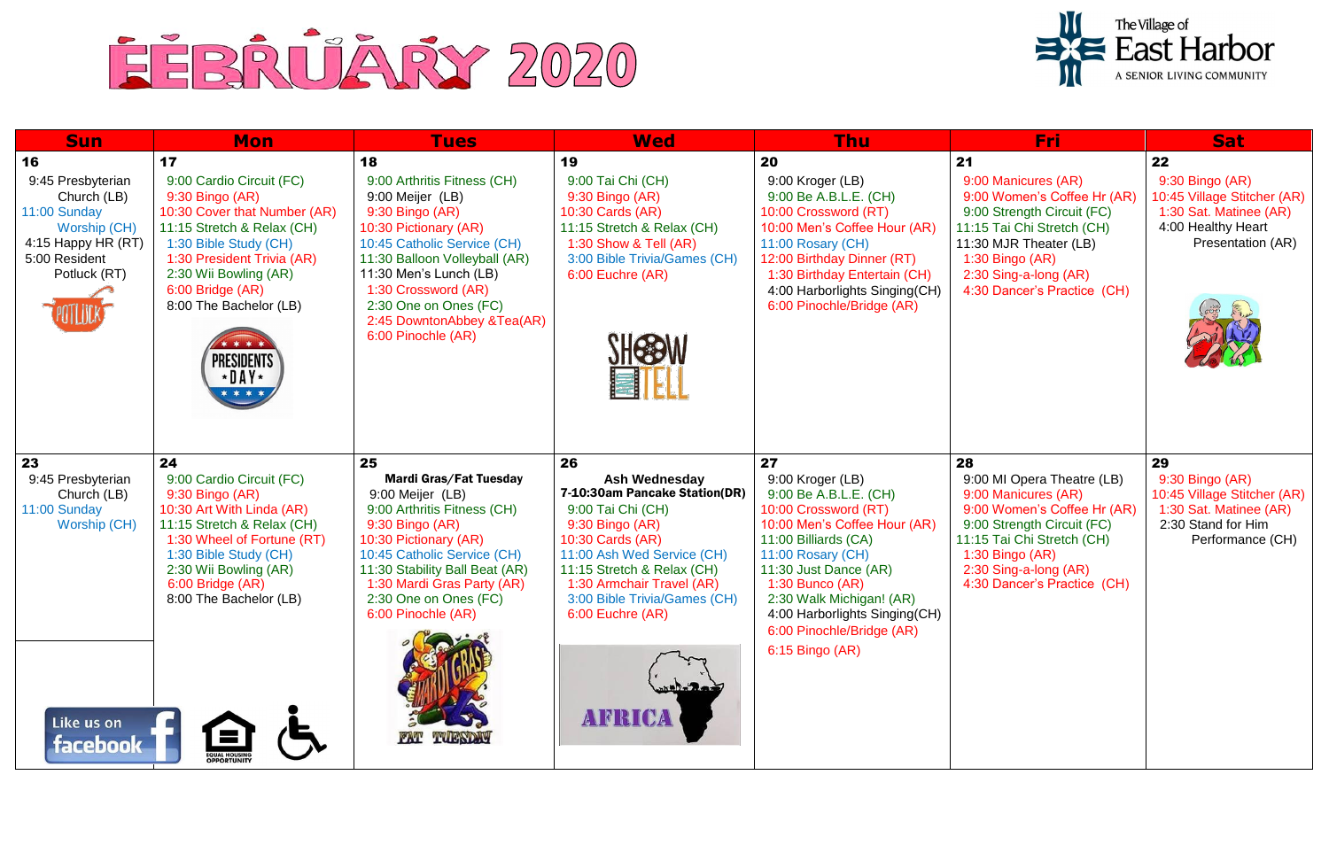# FEBRUARY 2020

The Village of East Harbor
A SENIOR LIVING COMMUNITY

| Sun | Mon | Tues | Wed | Thu | Fri | Sat |
| --- | --- | --- | --- | --- | --- | --- |
| **16**<br>9:45 Presbyterian Church (LB)<br>11:00 Sunday Worship (CH)<br>4:15 Happy HR (RT)<br>5:00 Resident Potluck (RT) | **17**<br>9:00 Cardio Circuit (FC)<br>9:30 Bingo (AR)<br>10:30 Cover that Number (AR)<br>11:15 Stretch & Relax (CH)<br>1:30 Bible Study (CH)<br>1:30 President Trivia (AR)<br>2:30 Wii Bowling (AR)<br>6:00 Bridge (AR)<br>8:00 The Bachelor (LB) | **18**<br>9:00 Arthritis Fitness (CH)<br>9:00 Meijer (LB)<br>9:30 Bingo (AR)<br>10:30 Pictionary (AR)<br>10:45 Catholic Service (CH)<br>11:30 Balloon Volleyball (AR)<br>11:30 Men's Lunch (LB)<br>1:30 Crossword (AR)<br>2:30 One on Ones (FC)<br>2:45 DowntonAbbey &Tea(AR)<br>6:00 Pinochle (AR) | **19**<br>9:00 Tai Chi (CH)<br>9:30 Bingo (AR)<br>10:30 Cards (AR)<br>11:15 Stretch & Relax (CH)<br>1:30 Show & Tell (AR)<br>3:00 Bible Trivia/Games (CH)<br>6:00 Euchre (AR) | **20**<br>9:00 Kroger (LB)<br>9:00 Be A.B.L.E. (CH)<br>10:00 Crossword (RT)<br>10:00 Men's Coffee Hour (AR)<br>11:00 Rosary (CH)<br>12:00 Birthday Dinner (RT)<br>1:30 Birthday Entertain (CH)<br>4:00 Harborlights Singing(CH)<br>6:00 Pinochle/Bridge (AR) | **21**<br>9:00 Manicures (AR)<br>9:00 Women's Coffee Hr (AR)<br>9:00 Strength Circuit (FC)<br>11:15 Tai Chi Stretch (CH)<br>11:30 MJR Theater (LB)<br>1:30 Bingo (AR)<br>2:30 Sing-a-long (AR)<br>4:30 Dancer's Practice (CH) | **22**<br>9:30 Bingo (AR)<br>10:45 Village Stitcher (AR)<br>1:30 Sat. Matinee (AR)<br>4:00 Healthy Heart Presentation (AR) |
| **23**<br>9:45 Presbyterian Church (LB)<br>11:00 Sunday Worship (CH) | **24**<br>9:00 Cardio Circuit (FC)<br>9:30 Bingo (AR)<br>10:30 Art With Linda (AR)<br>11:15 Stretch & Relax (CH)<br>1:30 Wheel of Fortune (RT)<br>1:30 Bible Study (CH)<br>2:30 Wii Bowling (AR)<br>6:00 Bridge (AR)<br>8:00 The Bachelor (LB) | **25**<br>**Mardi Gras/Fat Tuesday**<br>9:00 Meijer (LB)<br>9:00 Arthritis Fitness (CH)<br>9:30 Bingo (AR)<br>10:30 Pictionary (AR)<br>10:45 Catholic Service (CH)<br>11:30 Stability Ball Beat (AR)<br>1:30 Mardi Gras Party (AR)<br>2:30 One on Ones (FC)<br>6:00 Pinochle (AR) | **26**<br>**Ash Wednesday**<br>**7-10:30am Pancake Station(DR)**<br>9:00 Tai Chi (CH)<br>9:30 Bingo (AR)<br>10:30 Cards (AR)<br>11:00 Ash Wed Service (CH)<br>11:15 Stretch & Relax (CH)<br>1:30 Armchair Travel (AR)<br>3:00 Bible Trivia/Games (CH)<br>6:00 Euchre (AR) | **27**<br>9:00 Kroger (LB)<br>9:00 Be A.B.L.E. (CH)<br>10:00 Crossword (RT)<br>10:00 Men's Coffee Hour (AR)<br>11:00 Billiards (CA)<br>11:00 Rosary (CH)<br>11:30 Just Dance (AR)<br>1:30 Bunco (AR)<br>2:30 Walk Michigan! (AR)<br>4:00 Harborlights Singing(CH)<br>6:00 Pinochle/Bridge (AR)<br>6:15 Bingo (AR) | **28**<br>9:00 MI Opera Theatre (LB)<br>9:00 Manicures (AR)<br>9:00 Women's Coffee Hr (AR)<br>9:00 Strength Circuit (FC)<br>11:15 Tai Chi Stretch (CH)<br>1:30 Bingo (AR)<br>2:30 Sing-a-long (AR)<br>4:30 Dancer's Practice (CH) | **29**<br>9:30 Bingo (AR)<br>10:45 Village Stitcher (AR)<br>1:30 Sat. Matinee (AR)<br>2:30 Stand for Him Performance (CH) |